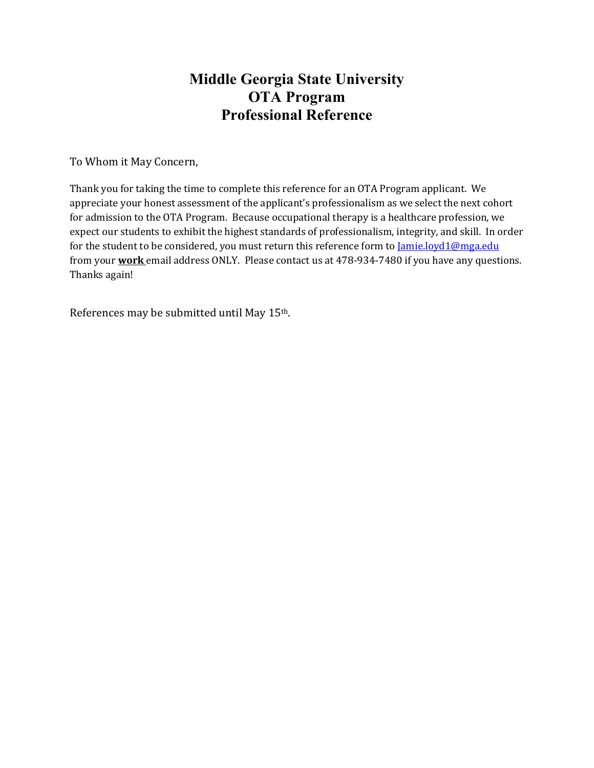# Middle Georgia State University
# OTA Program
# Professional Reference

To Whom it May Concern,

Thank you for taking the time to complete this reference for an OTA Program applicant. We appreciate your honest assessment of the applicant's professionalism as we select the next cohort for admission to the OTA Program. Because occupational therapy is a healthcare profession, we expect our students to exhibit the highest standards of professionalism, integrity, and skill. In order for the student to be considered, you must return this reference form to Jamie.loyd1@mga.edu from your **work** email address ONLY. Please contact us at 478-934-7480 if you have any questions. Thanks again!

References may be submitted until May 15th.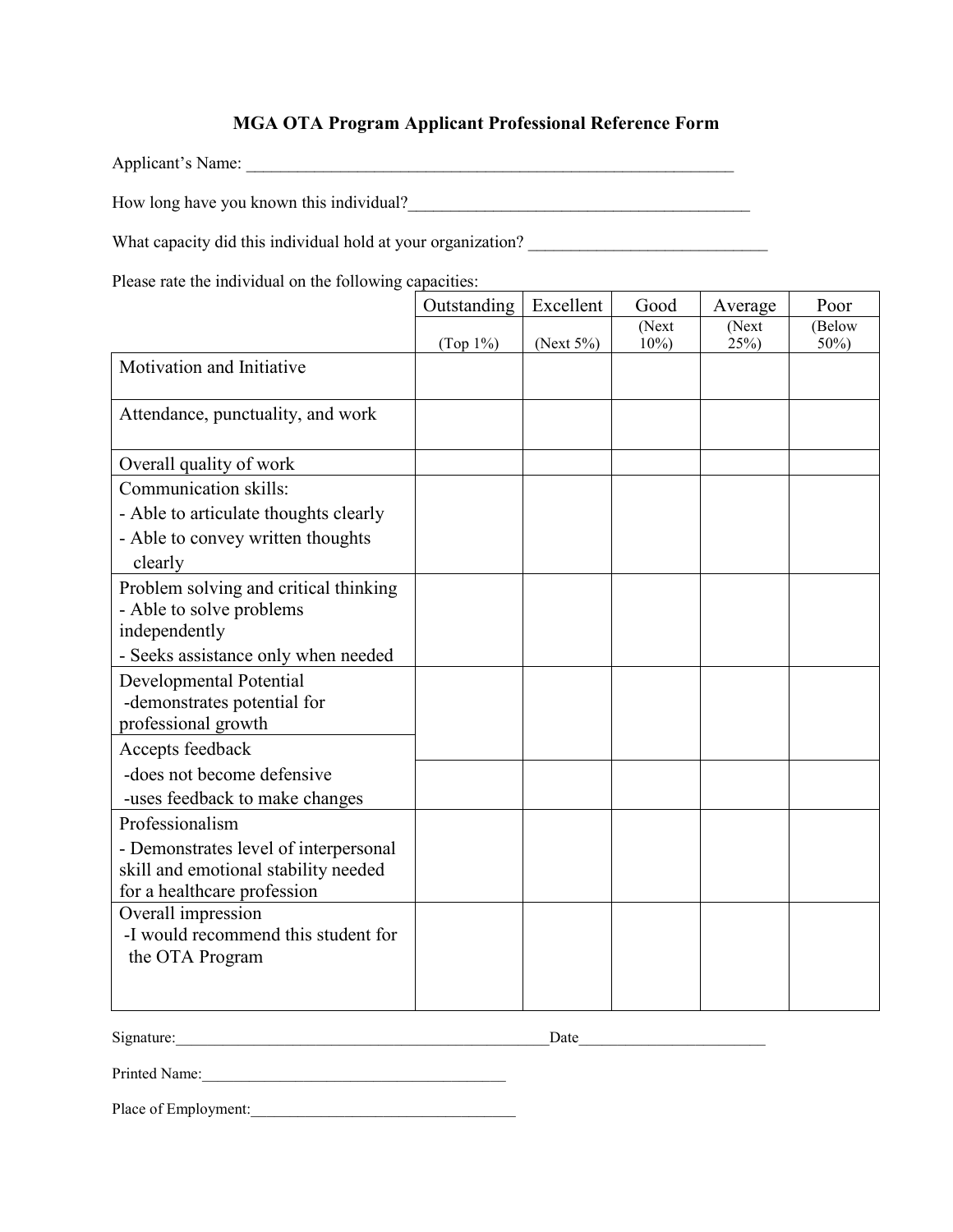# MGA OTA Program Applicant Professional Reference Form

Applicant's Name: ____________________________________________________________

How long have you known this individual?__________________________________________

What capacity did this individual hold at your organization? ____________________________

Please rate the individual on the following capacities:

| | Outstanding | Excellent | Good | Average | Poor |
|---|---|---|---|---|---|
| | (Top 1%) | (Next 5%) | (Next 10%) | (Next 25%) | (Below 50%) |
| Motivation and Initiative | | | | | |
| Attendance, punctuality, and work | | | | | |
| Overall quality of work | | | | | |
| Communication skills:<br>- Able to articulate thoughts clearly<br>- Able to convey written thoughts clearly | | | | | |
| Problem solving and critical thinking<br>- Able to solve problems independently<br>- Seeks assistance only when needed | | | | | |
| Developmental Potential<br>-demonstrates potential for professional growth | | | | | |
| Accepts feedback<br>-does not become defensive<br>-uses feedback to make changes | | | | | |
| Professionalism<br>- Demonstrates level of interpersonal skill and emotional stability needed for a healthcare profession | | | | | |
| Overall impression<br>-I would recommend this student for the OTA Program | | | | | |

Signature:_________________________________________________Date_________________________

Printed Name:________________________________________

Place of Employment:___________________________________